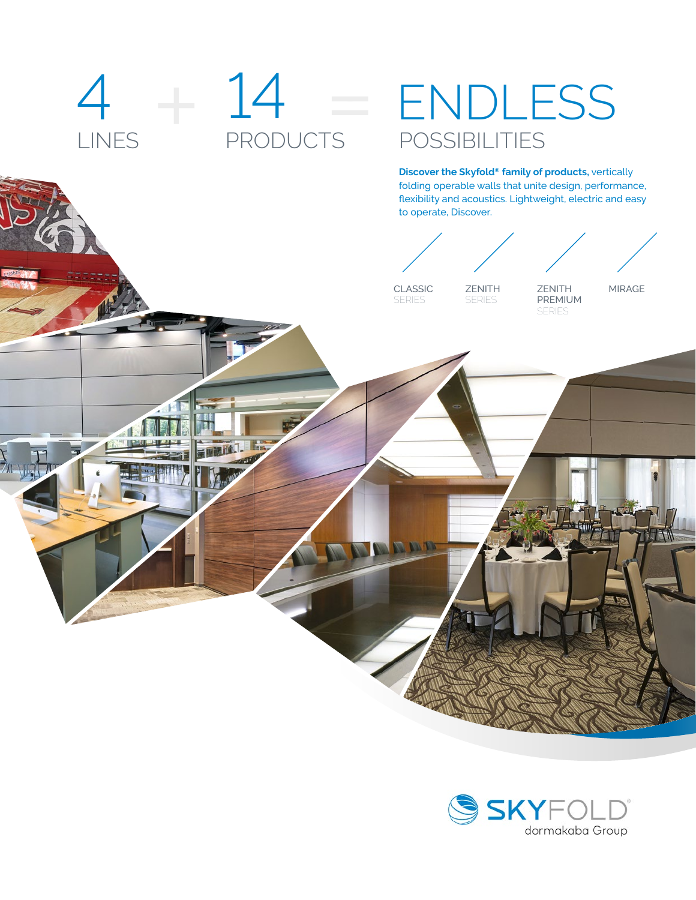# 4 LINES + 14 PRODUCTS = ENDLESS POSSIBILITIES

**Discover the Skyfold® family of products,** vertically folding operable walls that unite design, performance, flexibility and acoustics. Lightweight, electric and easy to operate. Discover.

- CLASSIC SERIES
- ZENITH SERIES
- ZENITH PREMIUM SERIES
- MIRAGE

SKYFOLD®
dormakaba Group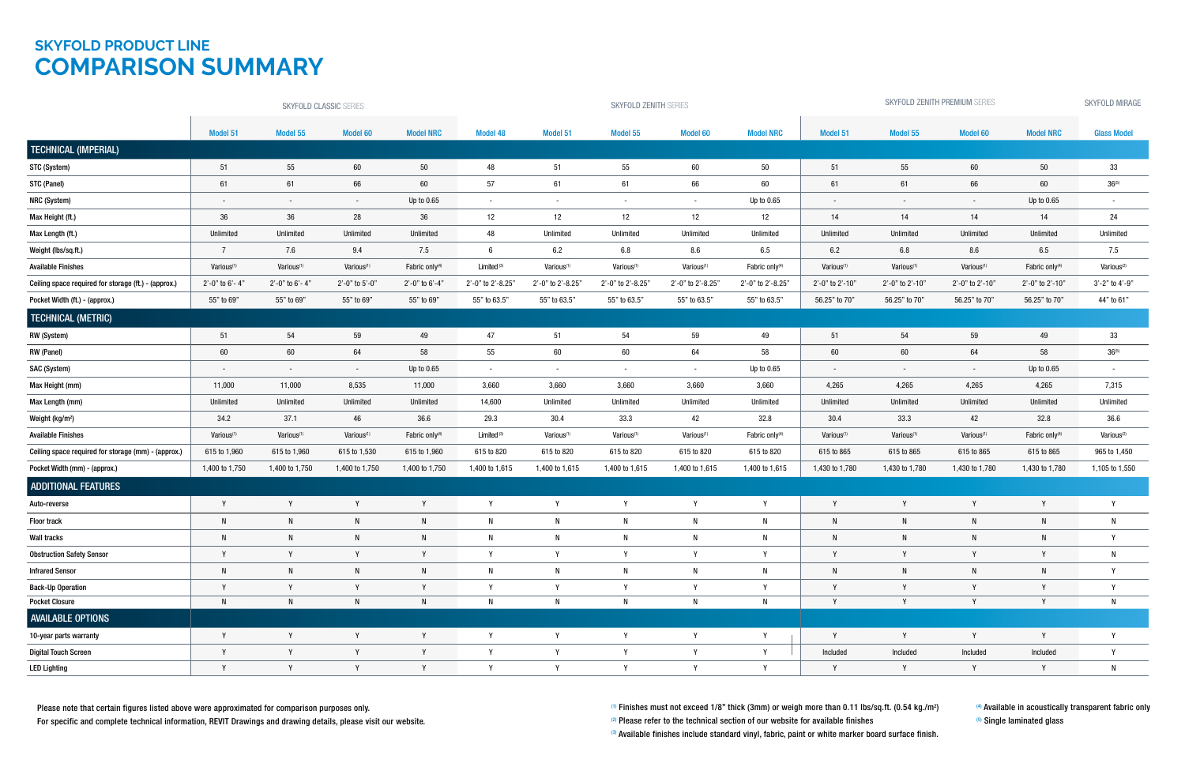# SKYFOLD PRODUCT LINE
## COMPARISON SUMMARY

| | SKYFOLD CLASSIC SERIES | | | | SKYFOLD ZENITH SERIES | | | | | SKYFOLD ZENITH PREMIUM SERIES | | | | SKYFOLD MIRAGE |
|---|---|---|---|---|---|---|---|---|---|---|---|---|---|---|
| | Model 51 | Model 55 | Model 60 | Model NRC | Model 48 | Model 51 | Model 55 | Model 60 | Model NRC | Model 51 | Model 55 | Model 60 | Model NRC | Glass Model |
| **TECHNICAL (IMPERIAL)** | | | | | | | | | | | | | | |
| STC (System) | 51 | 55 | 60 | 50 | 48 | 51 | 55 | 60 | 50 | 51 | 55 | 60 | 50 | 33 |
| STC (Panel) | 61 | 61 | 66 | 60 | 57 | 61 | 61 | 66 | 60 | 61 | 61 | 66 | 60 | 36[5] |
| NRC (System) | - | - | - | Up to 0.65 | - | - | - | - | Up to 0.65 | - | - | - | Up to 0.65 | - |
| Max Height (ft.) | 36 | 36 | 28 | 36 | 12 | 12 | 12 | 12 | 12 | 14 | 14 | 14 | 14 | 24 |
| Max Length (ft.) | Unlimited | Unlimited | Unlimited | Unlimited | 48 | Unlimited | Unlimited | Unlimited | Unlimited | Unlimited | Unlimited | Unlimited | Unlimited | Unlimited |
| Weight (lbs/sq.ft.) | 7 | 7.6 | 9.4 | 7.5 | 6 | 6.2 | 6.8 | 8.6 | 6.5 | 6.2 | 6.8 | 8.6 | 6.5 | 7.5 |
| Available Finishes | Various[1] | Various[1] | Various[1] | Fabric only[4] | Limited [3] | Various[1] | Various[1] | Various[1] | Fabric only[4] | Various[1] | Various[1] | Various[1] | Fabric only[4] | Various[2] |
| Ceiling space required for storage (ft.) - (approx.) | 2'-0" to 6'- 4" | 2'-0" to 6'- 4" | 2'-0" to 5'-0" | 2'-0" to 6'-4" | 2'-0" to 2'-8.25" | 2'-0" to 2'-8.25" | 2'-0" to 2'-8.25" | 2'-0" to 2'-8.25" | 2'-0" to 2'-8.25" | 2'-0" to 2'-10" | 2'-0" to 2'-10" | 2'-0" to 2'-10" | 2'-0" to 2'-10" | 3'-2" to 4'-9" |
| Pocket Width (ft.) - (approx.) | 55" to 69" | 55" to 69" | 55" to 69" | 55" to 69" | 55" to 63.5" | 55" to 63.5" | 55" to 63.5" | 55" to 63.5" | 55" to 63.5" | 56.25" to 70" | 56.25" to 70" | 56.25" to 70" | 56.25" to 70" | 44" to 61" |
| **TECHNICAL (METRIC)** | | | | | | | | | | | | | | |
| RW (System) | 51 | 54 | 59 | 49 | 47 | 51 | 54 | 59 | 49 | 51 | 54 | 59 | 49 | 33 |
| RW (Panel) | 60 | 60 | 64 | 58 | 55 | 60 | 60 | 64 | 58 | 60 | 60 | 64 | 58 | 36[5] |
| SAC (System) | - | - | - | Up to 0.65 | - | - | - | - | Up to 0.65 | - | - | - | Up to 0.65 | - |
| Max Height (mm) | 11,000 | 11,000 | 8,535 | 11,000 | 3,660 | 3,660 | 3,660 | 3,660 | 3,660 | 4,265 | 4,265 | 4,265 | 4,265 | 7,315 |
| Max Length (mm) | Unlimited | Unlimited | Unlimited | Unlimited | 14,600 | Unlimited | Unlimited | Unlimited | Unlimited | Unlimited | Unlimited | Unlimited | Unlimited | Unlimited |
| Weight (kg/m²) | 34.2 | 37.1 | 46 | 36.6 | 29.3 | 30.4 | 33.3 | 42 | 32.8 | 30.4 | 33.3 | 42 | 32.8 | 36.6 |
| Available Finishes | Various[1] | Various[1] | Various[1] | Fabric only[4] | Limited [3] | Various[1] | Various[1] | Various[1] | Fabric only[4] | Various[1] | Various[1] | Various[1] | Fabric only[4] | Various[2] |
| Ceiling space required for storage (mm) - (approx.) | 615 to 1,960 | 615 to 1,960 | 615 to 1,530 | 615 to 1,960 | 615 to 820 | 615 to 820 | 615 to 820 | 615 to 820 | 615 to 820 | 615 to 865 | 615 to 865 | 615 to 865 | 615 to 865 | 965 to 1,450 |
| Pocket Width (mm) - (approx.) | 1,400 to 1,750 | 1,400 to 1,750 | 1,400 to 1,750 | 1,400 to 1,750 | 1,400 to 1,615 | 1,400 to 1,615 | 1,400 to 1,615 | 1,400 to 1,615 | 1,400 to 1,615 | 1,430 to 1,780 | 1,430 to 1,780 | 1,430 to 1,780 | 1,430 to 1,780 | 1,105 to 1,550 |
| **ADDITIONAL FEATURES** | | | | | | | | | | | | | | |
| Auto-reverse | Y | Y | Y | Y | Y | Y | Y | Y | Y | Y | Y | Y | Y | Y |
| Floor track | N | N | N | N | N | N | N | N | N | N | N | N | N | N |
| Wall tracks | N | N | N | N | N | N | N | N | N | N | N | N | N | Y |
| Obstruction Safety Sensor | Y | Y | Y | Y | Y | Y | Y | Y | Y | Y | Y | Y | Y | N |
| Infrared Sensor | N | N | N | N | N | N | N | N | N | N | N | N | N | Y |
| Back-Up Operation | Y | Y | Y | Y | Y | Y | Y | Y | Y | Y | Y | Y | Y | Y |
| Pocket Closure | N | N | N | N | N | N | N | N | N | Y | Y | Y | Y | N |
| **AVAILABLE OPTIONS** | | | | | | | | | | | | | | |
| 10-year parts warranty | Y | Y | Y | Y | Y | Y | Y | Y | Y | Y | Y | Y | Y | Y |
| Digital Touch Screen | Y | Y | Y | Y | Y | Y | Y | Y | Y | Included | Included | Included | Included | Y |
| LED Lighting | Y | Y | Y | Y | Y | Y | Y | Y | Y | Y | Y | Y | Y | N |

Please note that certain figures listed above were approximated for comparison purposes only.

For specific and complete technical information, REVIT Drawings and drawing details, please visit our website.

[1] Finishes must not exceed 1/8" thick (3mm) or weigh more than 0.11 lbs/sq.ft. (0.54 kg./m²)

[2] Please refer to the technical section of our website for available finishes

[3] Available finishes include standard vinyl, fabric, paint or white marker board surface finish.

[4] Available in acoustically transparent fabric only

[5] Single laminated glass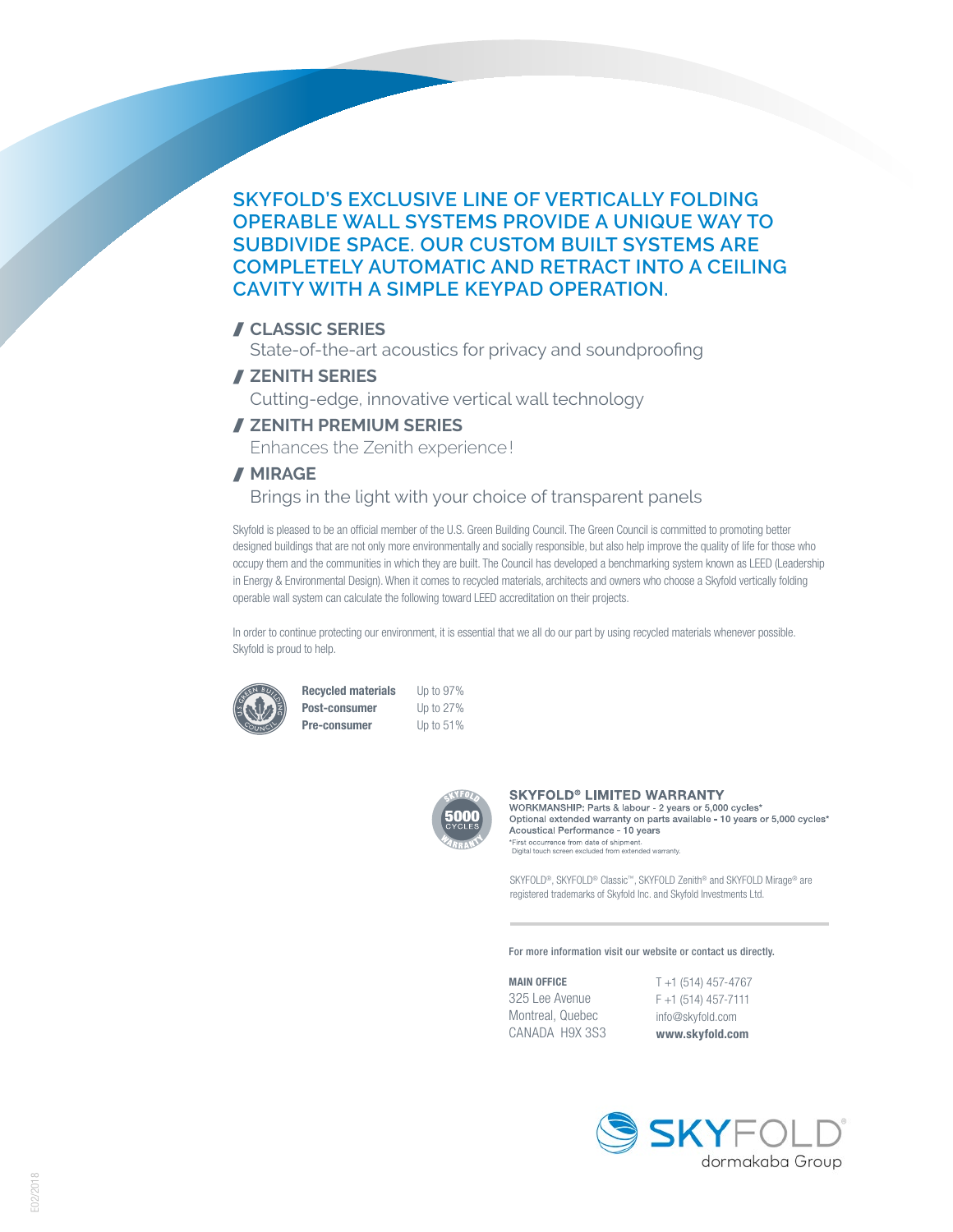## SKYFOLD'S EXCLUSIVE LINE OF VERTICALLY FOLDING OPERABLE WALL SYSTEMS PROVIDE A UNIQUE WAY TO SUBDIVIDE SPACE. OUR CUSTOM BUILT SYSTEMS ARE COMPLETELY AUTOMATIC AND RETRACT INTO A CEILING CAVITY WITH A SIMPLE KEYPAD OPERATION.

**/ CLASSIC SERIES**
State-of-the-art acoustics for privacy and soundproofing

**/ ZENITH SERIES**
Cutting-edge, innovative vertical wall technology

**/ ZENITH PREMIUM SERIES**
Enhances the Zenith experience!

**/ MIRAGE**
Brings in the light with your choice of transparent panels

Skyfold is pleased to be an official member of the U.S. Green Building Council. The Green Council is committed to promoting better designed buildings that are not only more environmentally and socially responsible, but also help improve the quality of life for those who occupy them and the communities in which they are built. The Council has developed a benchmarking system known as LEED (Leadership in Energy & Environmental Design). When it comes to recycled materials, architects and owners who choose a Skyfold vertically folding operable wall system can calculate the following toward LEED accreditation on their projects.

In order to continue protecting our environment, it is essential that we all do our part by using recycled materials whenever possible. Skyfold is proud to help.

| | |
|---|---|
| **Recycled materials** | Up to 97% |
| **Post-consumer** | Up to 27% |
| **Pre-consumer** | Up to 51% |

**SKYFOLD® LIMITED WARRANTY**
WORKMANSHIP: Parts & labour - 2 years or 5,000 cycles*
Optional extended warranty on parts available - 10 years or 5,000 cycles*
Acoustical Performance - 10 years
*First occurrence from date of shipment.
Digital touch screen excluded from extended warranty.

SKYFOLD®, SKYFOLD® Classic™, SKYFOLD Zenith® and SKYFOLD Mirage® are registered trademarks of Skyfold Inc. and Skyfold Investments Ltd.

For more information visit our website or contact us directly.

**MAIN OFFICE**
325 Lee Avenue
Montreal, Quebec
CANADA H9X 3S3

T +1 (514) 457-4767
F +1 (514) 457-7111
info@skyfold.com
**www.skyfold.com**

SKYFOLD dormakaba Group

E02/2018